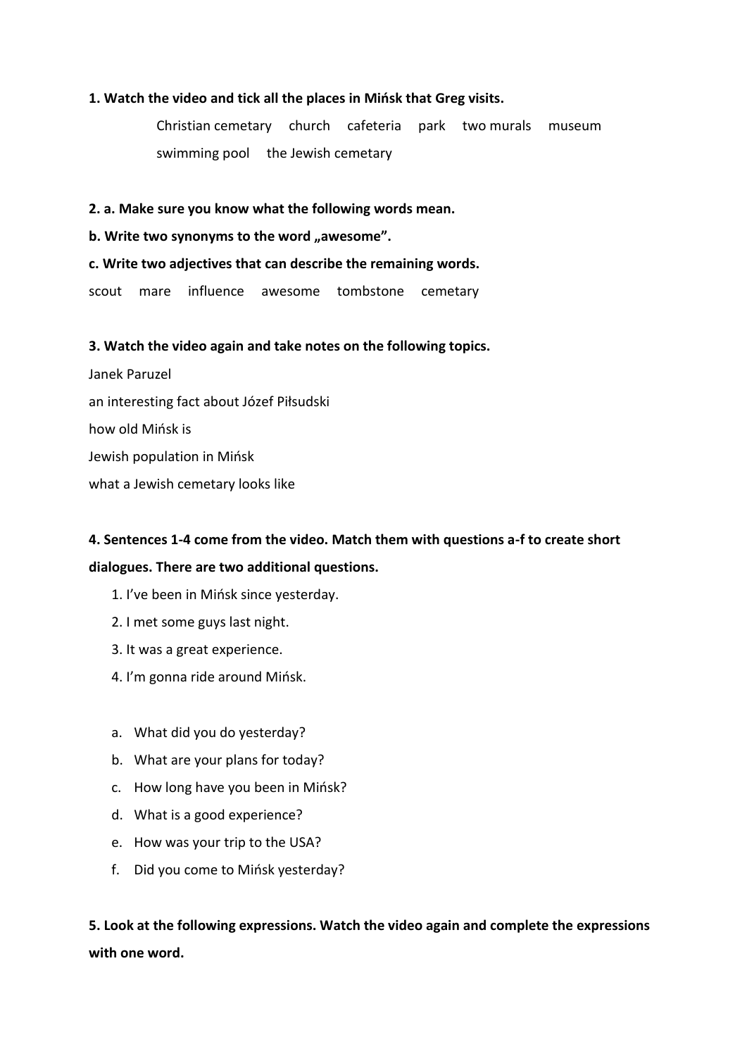**1. Watch the video and tick all the places in Mińsk that Greg visits.**

Christian cemetary church cafeteria park two murals museum swimming pool the Jewish cemetary

**2. a. Make sure you know what the following words mean.**

**b. Write two synonyms to the word „awesome".**

**c. Write two adjectives that can describe the remaining words.**

scout mare influence awesome tombstone cemetary

**3. Watch the video again and take notes on the following topics.**

Janek Paruzel

an interesting fact about Józef Piłsudski

how old Mińsk is

Jewish population in Mińsk

what a Jewish cemetary looks like

**4. Sentences 1-4 come from the video. Match them with questions a-f to create short dialogues. There are two additional questions.**

1. I've been in Mińsk since yesterday.
2. I met some guys last night.
3. It was a great experience.
4. I'm gonna ride around Mińsk.

a. What did you do yesterday?
b. What are your plans for today?
c. How long have you been in Mińsk?
d. What is a good experience?
e. How was your trip to the USA?
f. Did you come to Mińsk yesterday?

**5. Look at the following expressions. Watch the video again and complete the expressions with one word.**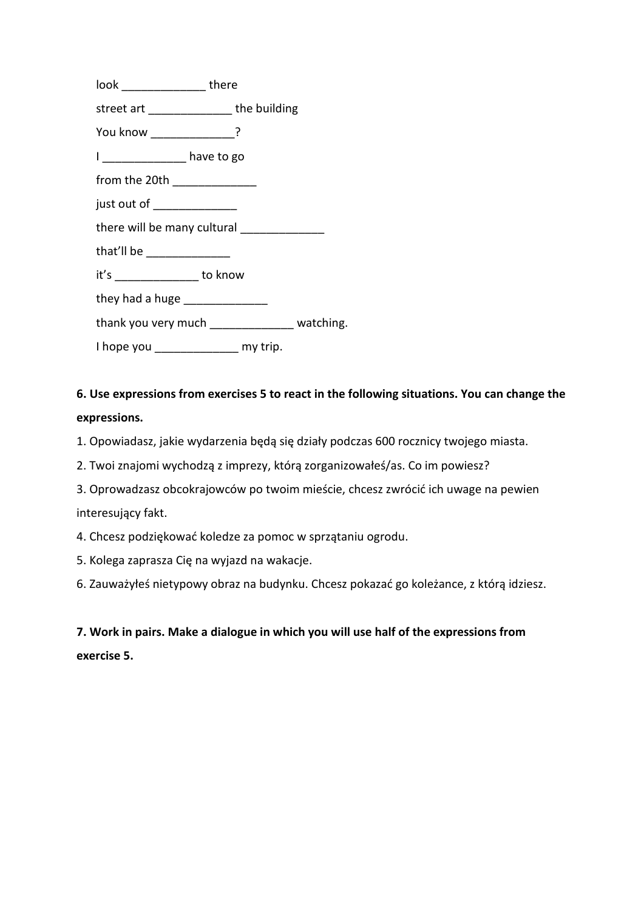look _____________ there

street art _____________ the building

You know _____________?

I _____________ have to go

from the 20th _____________

just out of _____________

there will be many cultural _____________

that'll be _____________

it's _____________ to know

they had a huge _____________

thank you very much _____________ watching.

I hope you _____________ my trip.

**6. Use expressions from exercises 5 to react in the following situations. You can change the expressions.**

1. Opowiadasz, jakie wydarzenia będą się działy podczas 600 rocznicy twojego miasta.
2. Twoi znajomi wychodzą z imprezy, którą zorganizowałeś/as. Co im powiesz?
3. Oprowadzasz obcokrajowców po twoim mieście, chcesz zwrócić ich uwagę na pewien interesujący fakt.
4. Chcesz podziękować koledze za pomoc w sprzątaniu ogrodu.
5. Kolega zaprasza Cię na wyjazd na wakacje.
6. Zauważyłeś nietypowy obraz na budynku. Chcesz pokazać go koleżance, z którą idziesz.

**7. Work in pairs. Make a dialogue in which you will use half of the expressions from exercise 5.**